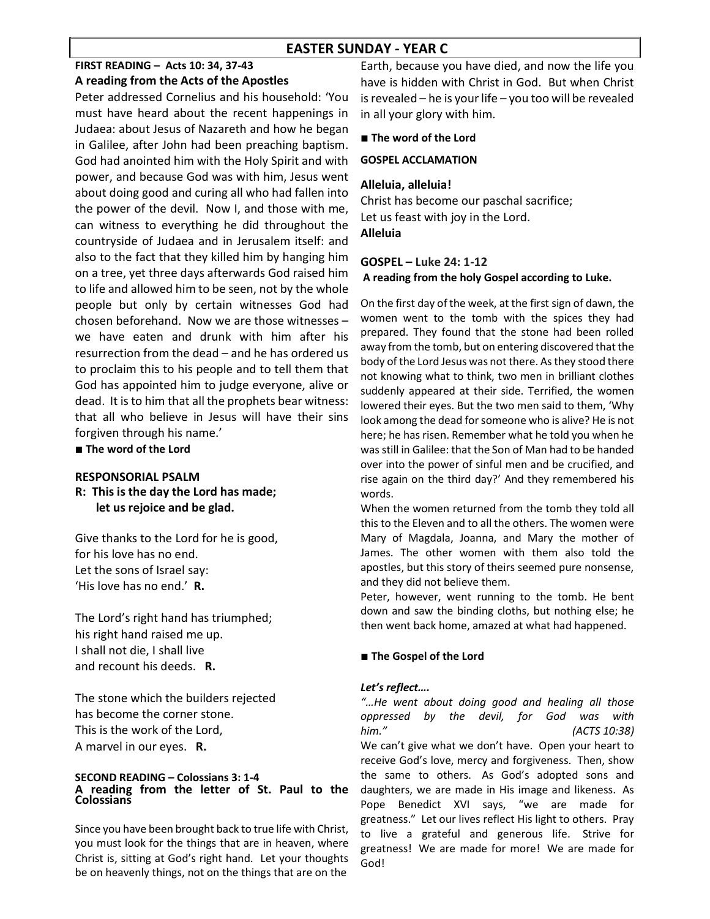# EASTER SUNDAY - YEAR C

**FIRST READING – Acts 10: 34, 37-43**

**A reading from the Acts of the Apostles**

Peter addressed Cornelius and his household: 'You must have heard about the recent happenings in Judaea: about Jesus of Nazareth and how he began in Galilee, after John had been preaching baptism. God had anointed him with the Holy Spirit and with power, and because God was with him, Jesus went about doing good and curing all who had fallen into the power of the devil. Now I, and those with me, can witness to everything he did throughout the countryside of Judaea and in Jerusalem itself: and also to the fact that they killed him by hanging him on a tree, yet three days afterwards God raised him to life and allowed him to be seen, not by the whole people but only by certain witnesses God had chosen beforehand. Now we are those witnesses – we have eaten and drunk with him after his resurrection from the dead – and he has ordered us to proclaim this to his people and to tell them that God has appointed him to judge everyone, alive or dead. It is to him that all the prophets bear witness: that all who believe in Jesus will have their sins forgiven through his name.'

■ **The word of the Lord**

**RESPONSORIAL PSALM**

**R: This is the day the Lord has made;
let us rejoice and be glad.**

Give thanks to the Lord for he is good,
for his love has no end.
Let the sons of Israel say:
'His love has no end.' **R.**

The Lord's right hand has triumphed;
his right hand raised me up.
I shall not die, I shall live
and recount his deeds. **R.**

The stone which the builders rejected
has become the corner stone.
This is the work of the Lord,
A marvel in our eyes. **R.**

**SECOND READING – Colossians 3: 1-4**

**A reading from the letter of St. Paul to the Colossians**

Since you have been brought back to true life with Christ, you must look for the things that are in heaven, where Christ is, sitting at God's right hand. Let your thoughts be on heavenly things, not on the things that are on the Earth, because you have died, and now the life you have is hidden with Christ in God. But when Christ is revealed – he is your life – you too will be revealed in all your glory with him.

■ **The word of the Lord**

**GOSPEL ACCLAMATION**

**Alleluia, alleluia!**
Christ has become our paschal sacrifice;
Let us feast with joy in the Lord.
**Alleluia**

**GOSPEL – Luke 24: 1-12**

**A reading from the holy Gospel according to Luke.**

On the first day of the week, at the first sign of dawn, the women went to the tomb with the spices they had prepared. They found that the stone had been rolled away from the tomb, but on entering discovered that the body of the Lord Jesus was not there. As they stood there not knowing what to think, two men in brilliant clothes suddenly appeared at their side. Terrified, the women lowered their eyes. But the two men said to them, 'Why look among the dead for someone who is alive? He is not here; he has risen. Remember what he told you when he was still in Galilee: that the Son of Man had to be handed over into the power of sinful men and be crucified, and rise again on the third day?' And they remembered his words.

When the women returned from the tomb they told all this to the Eleven and to all the others. The women were Mary of Magdala, Joanna, and Mary the mother of James. The other women with them also told the apostles, but this story of theirs seemed pure nonsense, and they did not believe them.

Peter, however, went running to the tomb. He bent down and saw the binding cloths, but nothing else; he then went back home, amazed at what had happened.

■ **The Gospel of the Lord**

***Let's reflect….***

*"…He went about doing good and healing all those oppressed by the devil, for God was with him." (ACTS 10:38)*

We can't give what we don't have. Open your heart to receive God's love, mercy and forgiveness. Then, show the same to others. As God's adopted sons and daughters, we are made in His image and likeness. As Pope Benedict XVI says, "we are made for greatness." Let our lives reflect His light to others. Pray to live a grateful and generous life. Strive for greatness! We are made for more! We are made for God!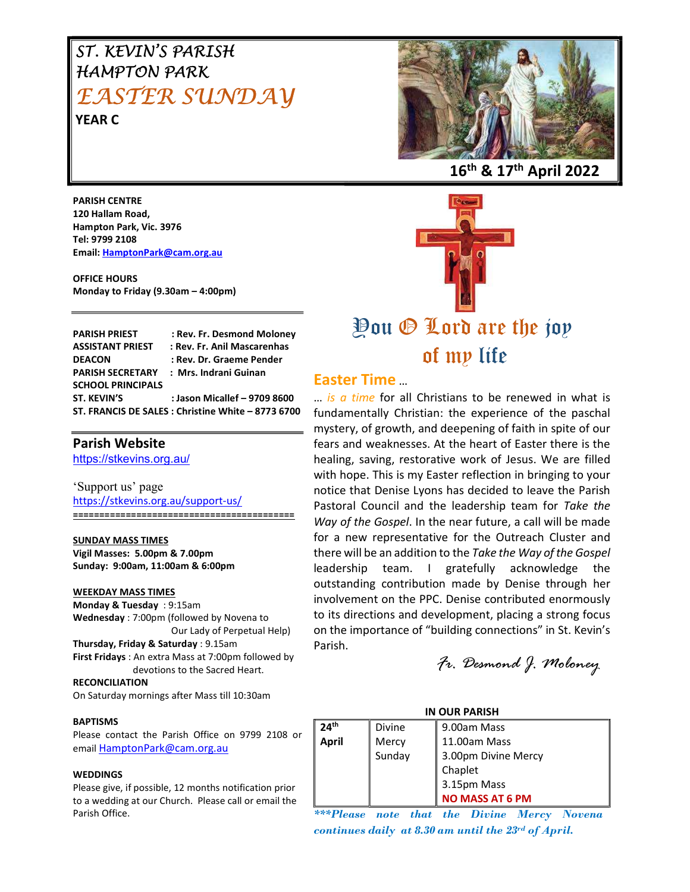# ST. KEVIN'S PARISH HAMPTON PARK

# EASTER SUNDAY

**YEAR C**

**16th & 17th April 2022**

**PARISH CENTRE**
**120 Hallam Road,**
**Hampton Park, Vic. 3976**
**Tel: 9799 2108**
**Email: HamptonPark@cam.org.au**

**OFFICE HOURS**
**Monday to Friday (9.30am – 4:00pm)**

**PARISH PRIEST** : **Rev. Fr. Desmond Moloney**
**ASSISTANT PRIEST** : **Rev. Fr. Anil Mascarenhas**
**DEACON** : **Rev. Dr. Graeme Pender**
**PARISH SECRETARY** : **Mrs. Indrani Guinan**
**SCHOOL PRINCIPALS**
**ST. KEVIN'S** : **Jason Micallef – 9709 8600**
**ST. FRANCIS DE SALES** : **Christine White – 8773 6700**

## Parish Website

https://stkevins.org.au/

'Support us' page
https://stkevins.org.au/support-us/

==========================================

**SUNDAY MASS TIMES**
**Vigil Masses: 5.00pm & 7.00pm**
**Sunday: 9:00am, 11:00am & 6:00pm**

**WEEKDAY MASS TIMES**
**Monday & Tuesday** : 9:15am
**Wednesday** : 7:00pm (followed by Novena to Our Lady of Perpetual Help)
**Thursday, Friday & Saturday** : 9.15am
**First Fridays** : An extra Mass at 7:00pm followed by devotions to the Sacred Heart.
**RECONCILIATION**
On Saturday mornings after Mass till 10:30am

**BAPTISMS**
Please contact the Parish Office on 9799 2108 or email HamptonPark@cam.org.au

**WEDDINGS**
Please give, if possible, 12 months notification prior to a wedding at our Church. Please call or email the Parish Office.

## You O Lord are the joy of my life

## Easter Time …

… *is a time* for all Christians to be renewed in what is fundamentally Christian: the experience of the paschal mystery, of growth, and deepening of faith in spite of our fears and weaknesses. At the heart of Easter there is the healing, saving, restorative work of Jesus. We are filled with hope. This is my Easter reflection in bringing to your notice that Denise Lyons has decided to leave the Parish Pastoral Council and the leadership team for *Take the Way of the Gospel*. In the near future, a call will be made for a new representative for the Outreach Cluster and there will be an addition to the *Take the Way of the Gospel* leadership team. I gratefully acknowledge the outstanding contribution made by Denise through her involvement on the PPC. Denise contributed enormously to its directions and development, placing a strong focus on the importance of "building connections" in St. Kevin's Parish.

*Fr. Desmond J. Moloney*

**IN OUR PARISH**

| | | |
|---|---|---|
| **24th April** | Divine Mercy Sunday | 9.00am Mass<br>11.00am Mass<br>3.00pm Divine Mercy Chaplet<br>3.15pm Mass<br>**NO MASS AT 6 PM** |

***\*\*\*Please note that the Divine Mercy Novena continues daily at 8.30 am until the 23rd of April.***